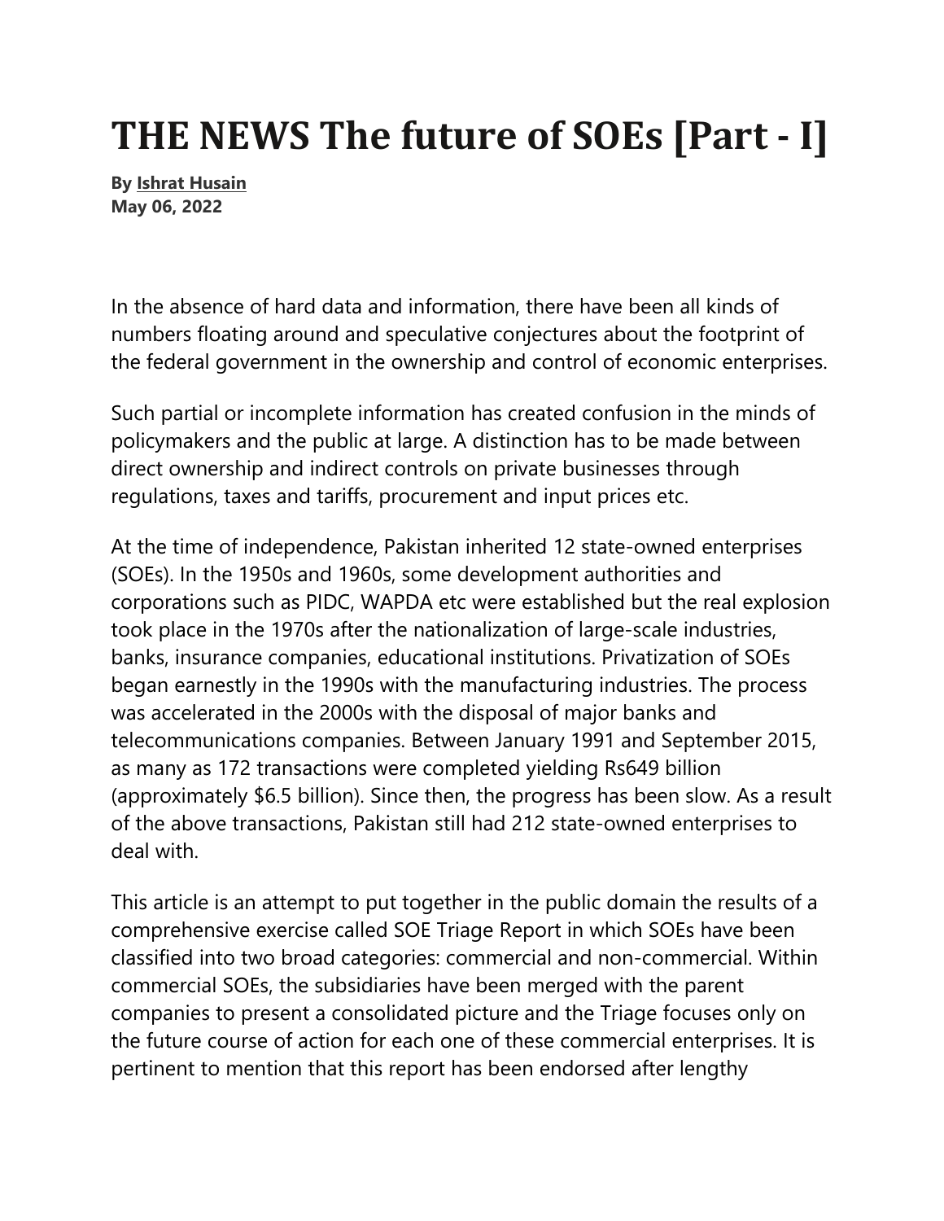# THE NEWS The future of SOEs [Part - I]

**By Ishrat Husain**
**May 06, 2022**

In the absence of hard data and information, there have been all kinds of numbers floating around and speculative conjectures about the footprint of the federal government in the ownership and control of economic enterprises.

Such partial or incomplete information has created confusion in the minds of policymakers and the public at large. A distinction has to be made between direct ownership and indirect controls on private businesses through regulations, taxes and tariffs, procurement and input prices etc.

At the time of independence, Pakistan inherited 12 state-owned enterprises (SOEs). In the 1950s and 1960s, some development authorities and corporations such as PIDC, WAPDA etc were established but the real explosion took place in the 1970s after the nationalization of large-scale industries, banks, insurance companies, educational institutions. Privatization of SOEs began earnestly in the 1990s with the manufacturing industries. The process was accelerated in the 2000s with the disposal of major banks and telecommunications companies. Between January 1991 and September 2015, as many as 172 transactions were completed yielding Rs649 billion (approximately $6.5 billion). Since then, the progress has been slow. As a result of the above transactions, Pakistan still had 212 state-owned enterprises to deal with.

This article is an attempt to put together in the public domain the results of a comprehensive exercise called SOE Triage Report in which SOEs have been classified into two broad categories: commercial and non-commercial. Within commercial SOEs, the subsidiaries have been merged with the parent companies to present a consolidated picture and the Triage focuses only on the future course of action for each one of these commercial enterprises. It is pertinent to mention that this report has been endorsed after lengthy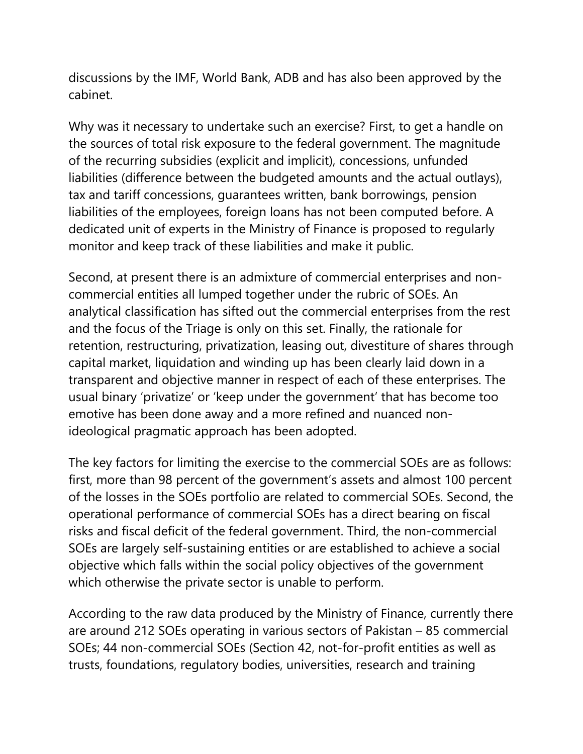discussions by the IMF, World Bank, ADB and has also been approved by the cabinet.

Why was it necessary to undertake such an exercise? First, to get a handle on the sources of total risk exposure to the federal government. The magnitude of the recurring subsidies (explicit and implicit), concessions, unfunded liabilities (difference between the budgeted amounts and the actual outlays), tax and tariff concessions, guarantees written, bank borrowings, pension liabilities of the employees, foreign loans has not been computed before. A dedicated unit of experts in the Ministry of Finance is proposed to regularly monitor and keep track of these liabilities and make it public.

Second, at present there is an admixture of commercial enterprises and non-commercial entities all lumped together under the rubric of SOEs. An analytical classification has sifted out the commercial enterprises from the rest and the focus of the Triage is only on this set. Finally, the rationale for retention, restructuring, privatization, leasing out, divestiture of shares through capital market, liquidation and winding up has been clearly laid down in a transparent and objective manner in respect of each of these enterprises. The usual binary 'privatize' or 'keep under the government' that has become too emotive has been done away and a more refined and nuanced non-ideological pragmatic approach has been adopted.

The key factors for limiting the exercise to the commercial SOEs are as follows: first, more than 98 percent of the government's assets and almost 100 percent of the losses in the SOEs portfolio are related to commercial SOEs. Second, the operational performance of commercial SOEs has a direct bearing on fiscal risks and fiscal deficit of the federal government. Third, the non-commercial SOEs are largely self-sustaining entities or are established to achieve a social objective which falls within the social policy objectives of the government which otherwise the private sector is unable to perform.

According to the raw data produced by the Ministry of Finance, currently there are around 212 SOEs operating in various sectors of Pakistan – 85 commercial SOEs; 44 non-commercial SOEs (Section 42, not-for-profit entities as well as trusts, foundations, regulatory bodies, universities, research and training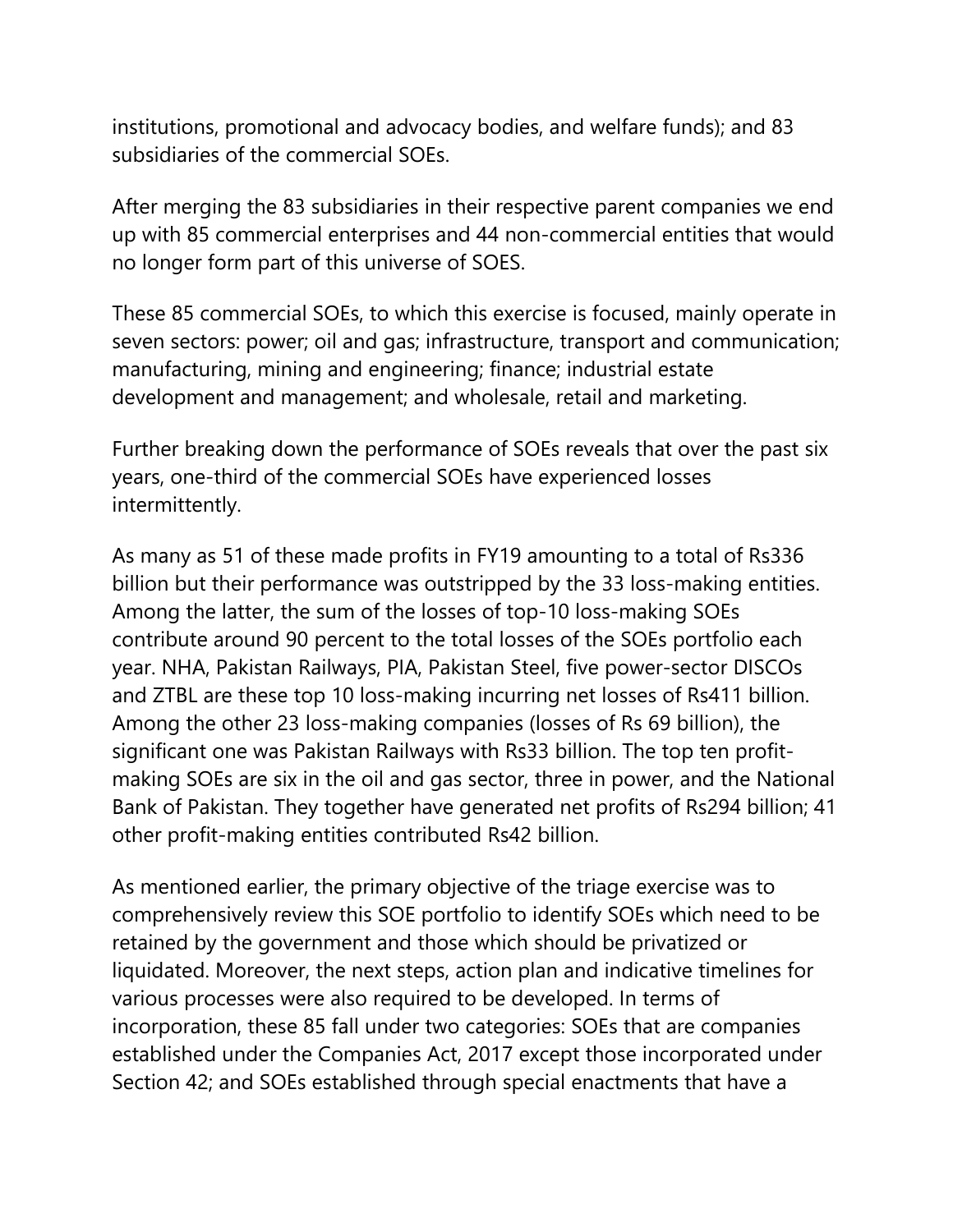institutions, promotional and advocacy bodies, and welfare funds); and 83 subsidiaries of the commercial SOEs.

After merging the 83 subsidiaries in their respective parent companies we end up with 85 commercial enterprises and 44 non-commercial entities that would no longer form part of this universe of SOES.

These 85 commercial SOEs, to which this exercise is focused, mainly operate in seven sectors: power; oil and gas; infrastructure, transport and communication; manufacturing, mining and engineering; finance; industrial estate development and management; and wholesale, retail and marketing.

Further breaking down the performance of SOEs reveals that over the past six years, one-third of the commercial SOEs have experienced losses intermittently.

As many as 51 of these made profits in FY19 amounting to a total of Rs336 billion but their performance was outstripped by the 33 loss-making entities. Among the latter, the sum of the losses of top-10 loss-making SOEs contribute around 90 percent to the total losses of the SOEs portfolio each year. NHA, Pakistan Railways, PIA, Pakistan Steel, five power-sector DISCOs and ZTBL are these top 10 loss-making incurring net losses of Rs411 billion. Among the other 23 loss-making companies (losses of Rs 69 billion), the significant one was Pakistan Railways with Rs33 billion. The top ten profit-making SOEs are six in the oil and gas sector, three in power, and the National Bank of Pakistan. They together have generated net profits of Rs294 billion; 41 other profit-making entities contributed Rs42 billion.

As mentioned earlier, the primary objective of the triage exercise was to comprehensively review this SOE portfolio to identify SOEs which need to be retained by the government and those which should be privatized or liquidated. Moreover, the next steps, action plan and indicative timelines for various processes were also required to be developed. In terms of incorporation, these 85 fall under two categories: SOEs that are companies established under the Companies Act, 2017 except those incorporated under Section 42; and SOEs established through special enactments that have a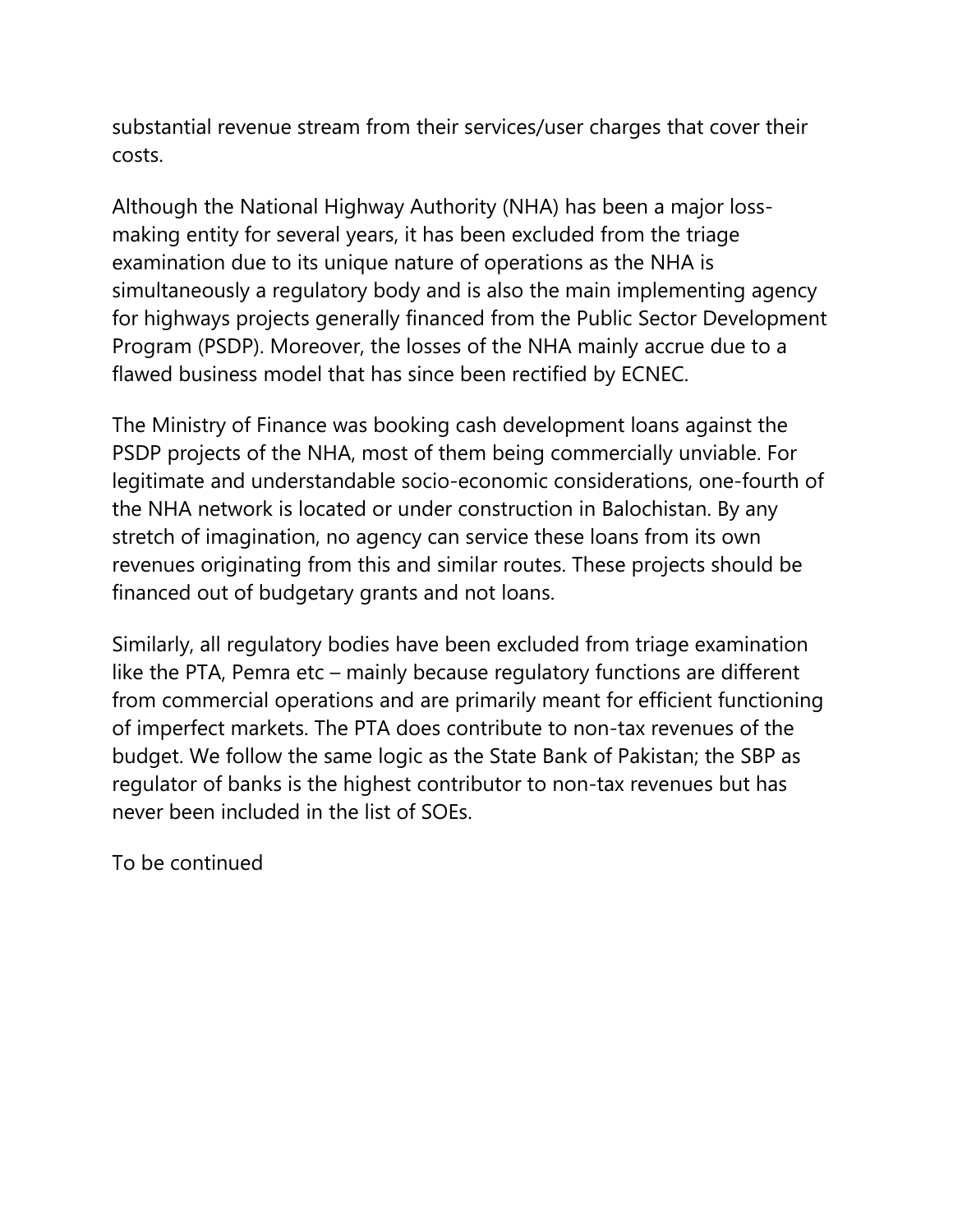substantial revenue stream from their services/user charges that cover their costs.

Although the National Highway Authority (NHA) has been a major loss-making entity for several years, it has been excluded from the triage examination due to its unique nature of operations as the NHA is simultaneously a regulatory body and is also the main implementing agency for highways projects generally financed from the Public Sector Development Program (PSDP). Moreover, the losses of the NHA mainly accrue due to a flawed business model that has since been rectified by ECNEC.

The Ministry of Finance was booking cash development loans against the PSDP projects of the NHA, most of them being commercially unviable. For legitimate and understandable socio-economic considerations, one-fourth of the NHA network is located or under construction in Balochistan. By any stretch of imagination, no agency can service these loans from its own revenues originating from this and similar routes. These projects should be financed out of budgetary grants and not loans.

Similarly, all regulatory bodies have been excluded from triage examination like the PTA, Pemra etc – mainly because regulatory functions are different from commercial operations and are primarily meant for efficient functioning of imperfect markets. The PTA does contribute to non-tax revenues of the budget. We follow the same logic as the State Bank of Pakistan; the SBP as regulator of banks is the highest contributor to non-tax revenues but has never been included in the list of SOEs.

To be continued